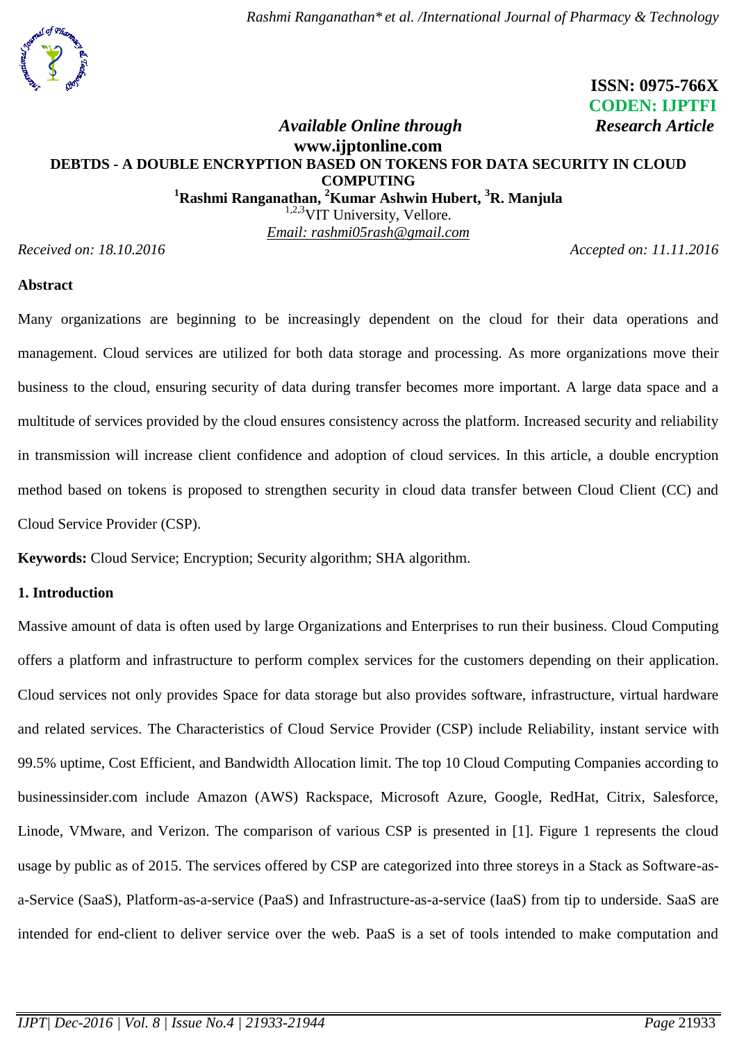ISSN: 0975-766X
CODEN: IJPTFI

*Available Online through* **www.ijptonline.com** *Research Article*

# DEBTDS - A DOUBLE ENCRYPTION BASED ON TOKENS FOR DATA SECURITY IN CLOUD COMPUTING

**[1]Rashmi Ranganathan, [2]Kumar Ashwin Hubert, [3]R. Manjula**

[1,2,3]VIT University, Vellore.

Email: rashmi05rash@gmail.com

*Received on: 18.10.2016* *Accepted on: 11.11.2016*

## Abstract

Many organizations are beginning to be increasingly dependent on the cloud for their data operations and management. Cloud services are utilized for both data storage and processing. As more organizations move their business to the cloud, ensuring security of data during transfer becomes more important. A large data space and a multitude of services provided by the cloud ensures consistency across the platform. Increased security and reliability in transmission will increase client confidence and adoption of cloud services. In this article, a double encryption method based on tokens is proposed to strengthen security in cloud data transfer between Cloud Client (CC) and Cloud Service Provider (CSP).

**Keywords:** Cloud Service; Encryption; Security algorithm; SHA algorithm.

## 1. Introduction

Massive amount of data is often used by large Organizations and Enterprises to run their business. Cloud Computing offers a platform and infrastructure to perform complex services for the customers depending on their application. Cloud services not only provides Space for data storage but also provides software, infrastructure, virtual hardware and related services. The Characteristics of Cloud Service Provider (CSP) include Reliability, instant service with 99.5% uptime, Cost Efficient, and Bandwidth Allocation limit. The top 10 Cloud Computing Companies according to businessinsider.com include Amazon (AWS) Rackspace, Microsoft Azure, Google, RedHat, Citrix, Salesforce, Linode, VMware, and Verizon. The comparison of various CSP is presented in [1]. Figure 1 represents the cloud usage by public as of 2015. The services offered by CSP are categorized into three storeys in a Stack as Software-as-a-Service (SaaS), Platform-as-a-service (PaaS) and Infrastructure-as-a-service (IaaS) from tip to underside. SaaS are intended for end-client to deliver service over the web. PaaS is a set of tools intended to make computation and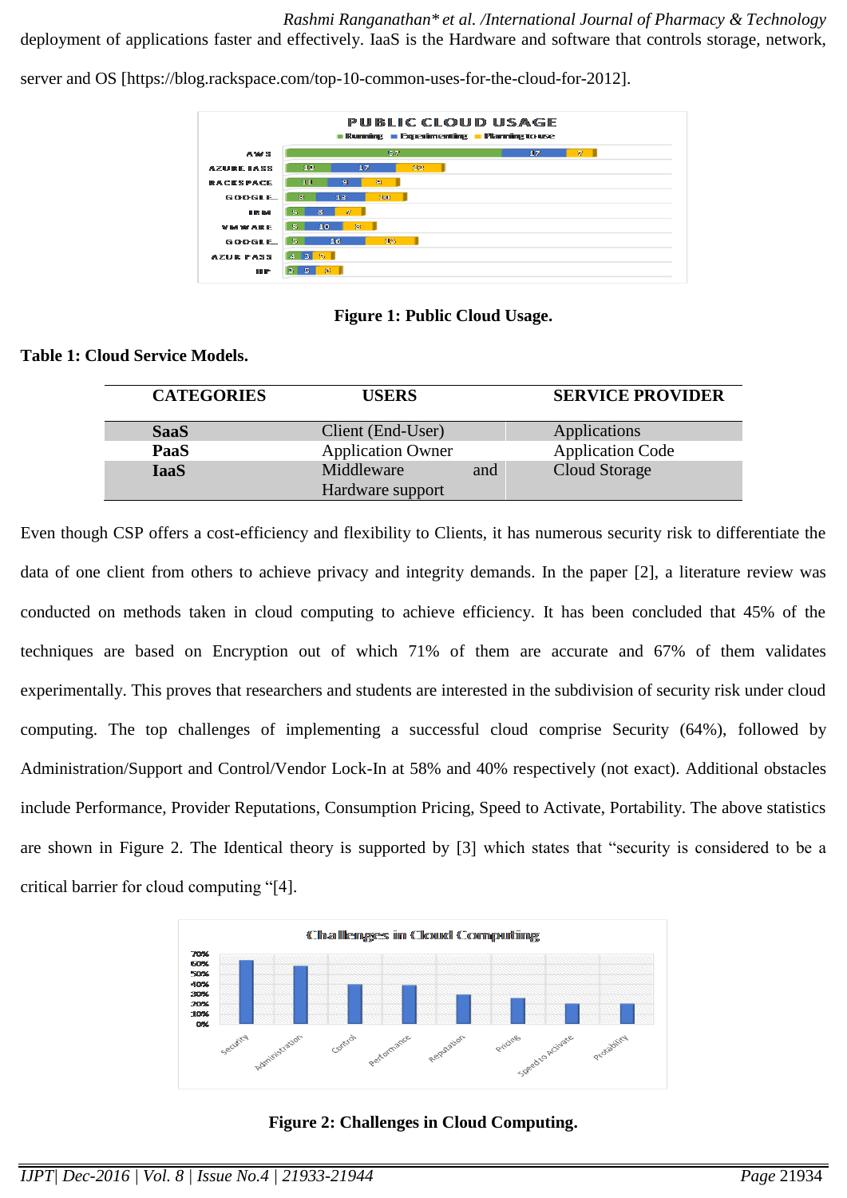deployment of applications faster and effectively. IaaS is the Hardware and software that controls storage, network, server and OS [https://blog.rackspace.com/top-10-common-uses-for-the-cloud-for-2012].

**Figure 1: Public Cloud Usage.**

**Table 1: Cloud Service Models.**

| CATEGORIES | USERS | SERVICE PROVIDER |
|---|---|---|
| **SaaS** | Client (End-User) | Applications |
| **PaaS** | Application Owner | Application Code |
| **IaaS** | Middleware and Hardware support | Cloud Storage |

Even though CSP offers a cost-efficiency and flexibility to Clients, it has numerous security risk to differentiate the data of one client from others to achieve privacy and integrity demands. In the paper [2], a literature review was conducted on methods taken in cloud computing to achieve efficiency. It has been concluded that 45% of the techniques are based on Encryption out of which 71% of them are accurate and 67% of them validates experimentally. This proves that researchers and students are interested in the subdivision of security risk under cloud computing. The top challenges of implementing a successful cloud comprise Security (64%), followed by Administration/Support and Control/Vendor Lock-In at 58% and 40% respectively (not exact). Additional obstacles include Performance, Provider Reputations, Consumption Pricing, Speed to Activate, Portability. The above statistics are shown in Figure 2. The Identical theory is supported by [3] which states that "security is considered to be a critical barrier for cloud computing "[4].

**Figure 2: Challenges in Cloud Computing.**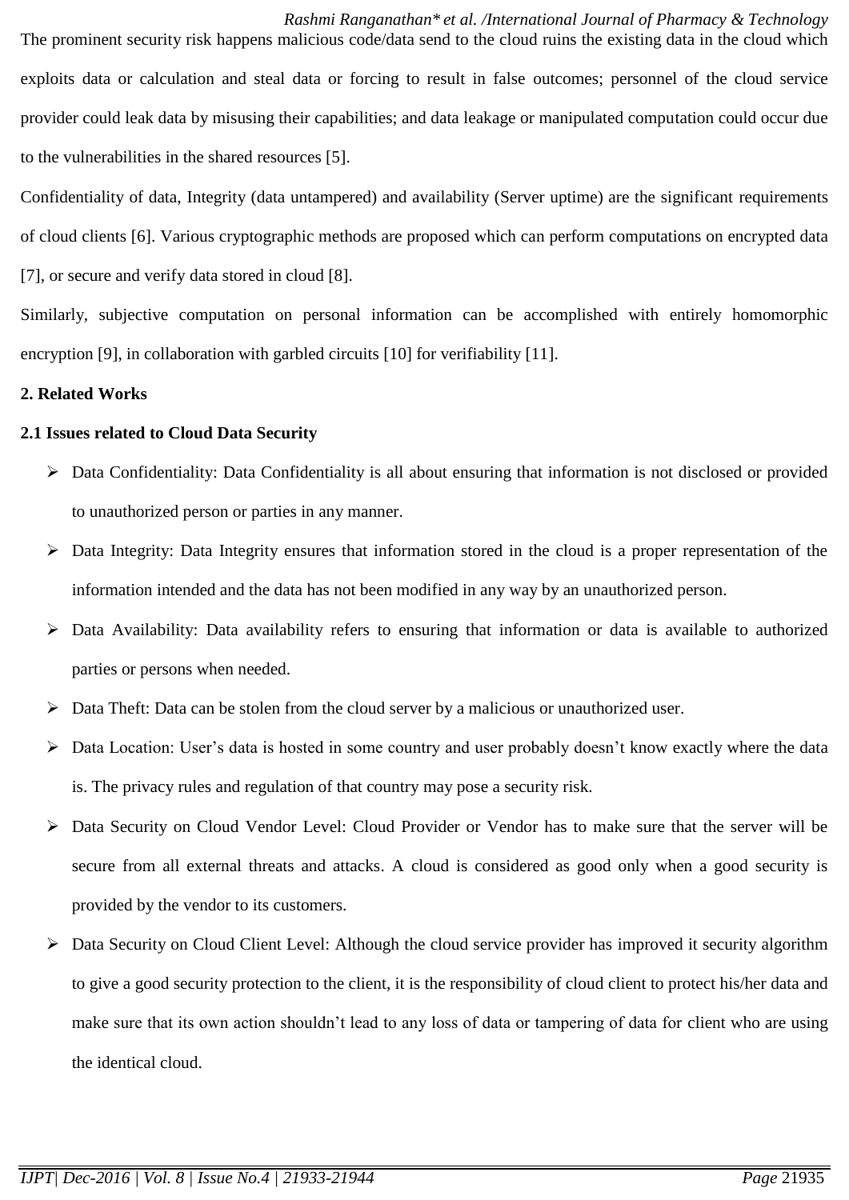The prominent security risk happens malicious code/data send to the cloud ruins the existing data in the cloud which exploits data or calculation and steal data or forcing to result in false outcomes; personnel of the cloud service provider could leak data by misusing their capabilities; and data leakage or manipulated computation could occur due to the vulnerabilities in the shared resources [5].

Confidentiality of data, Integrity (data untampered) and availability (Server uptime) are the significant requirements of cloud clients [6]. Various cryptographic methods are proposed which can perform computations on encrypted data [7], or secure and verify data stored in cloud [8].

Similarly, subjective computation on personal information can be accomplished with entirely homomorphic encryption [9], in collaboration with garbled circuits [10] for verifiability [11].

## 2. Related Works

### 2.1 Issues related to Cloud Data Security

- Data Confidentiality: Data Confidentiality is all about ensuring that information is not disclosed or provided to unauthorized person or parties in any manner.
- Data Integrity: Data Integrity ensures that information stored in the cloud is a proper representation of the information intended and the data has not been modified in any way by an unauthorized person.
- Data Availability: Data availability refers to ensuring that information or data is available to authorized parties or persons when needed.
- Data Theft: Data can be stolen from the cloud server by a malicious or unauthorized user.
- Data Location: User's data is hosted in some country and user probably doesn't know exactly where the data is. The privacy rules and regulation of that country may pose a security risk.
- Data Security on Cloud Vendor Level: Cloud Provider or Vendor has to make sure that the server will be secure from all external threats and attacks. A cloud is considered as good only when a good security is provided by the vendor to its customers.
- Data Security on Cloud Client Level: Although the cloud service provider has improved it security algorithm to give a good security protection to the client, it is the responsibility of cloud client to protect his/her data and make sure that its own action shouldn't lead to any loss of data or tampering of data for client who are using the identical cloud.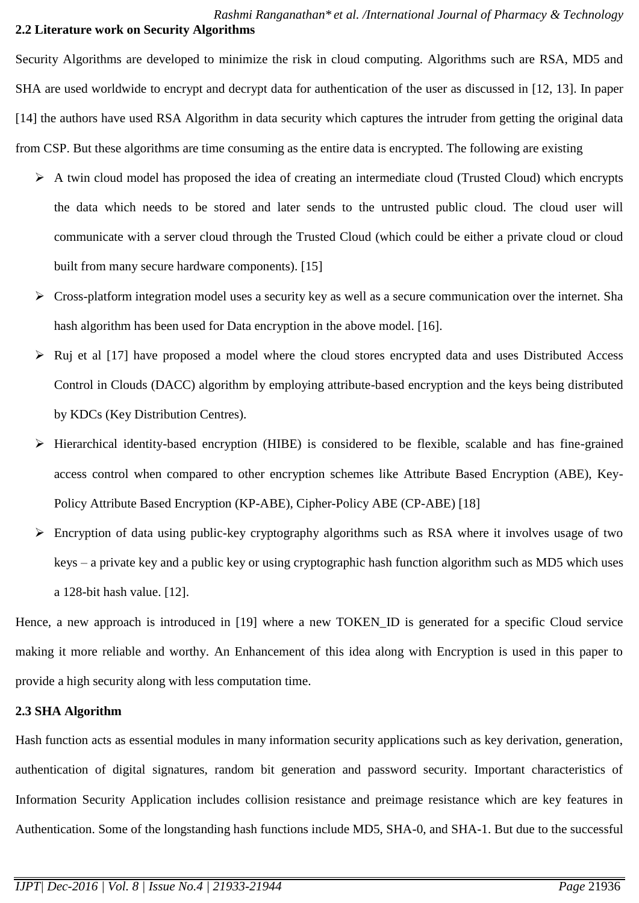### 2.2 Literature work on Security Algorithms

Security Algorithms are developed to minimize the risk in cloud computing. Algorithms such are RSA, MD5 and SHA are used worldwide to encrypt and decrypt data for authentication of the user as discussed in [12, 13]. In paper [14] the authors have used RSA Algorithm in data security which captures the intruder from getting the original data from CSP. But these algorithms are time consuming as the entire data is encrypted. The following are existing

- A twin cloud model has proposed the idea of creating an intermediate cloud (Trusted Cloud) which encrypts the data which needs to be stored and later sends to the untrusted public cloud. The cloud user will communicate with a server cloud through the Trusted Cloud (which could be either a private cloud or cloud built from many secure hardware components). [15]
- Cross-platform integration model uses a security key as well as a secure communication over the internet. Sha hash algorithm has been used for Data encryption in the above model. [16].
- Ruj et al [17] have proposed a model where the cloud stores encrypted data and uses Distributed Access Control in Clouds (DACC) algorithm by employing attribute-based encryption and the keys being distributed by KDCs (Key Distribution Centres).
- Hierarchical identity-based encryption (HIBE) is considered to be flexible, scalable and has fine-grained access control when compared to other encryption schemes like Attribute Based Encryption (ABE), Key-Policy Attribute Based Encryption (KP-ABE), Cipher-Policy ABE (CP-ABE) [18]
- Encryption of data using public-key cryptography algorithms such as RSA where it involves usage of two keys – a private key and a public key or using cryptographic hash function algorithm such as MD5 which uses a 128-bit hash value. [12].

Hence, a new approach is introduced in [19] where a new TOKEN_ID is generated for a specific Cloud service making it more reliable and worthy. An Enhancement of this idea along with Encryption is used in this paper to provide a high security along with less computation time.

### 2.3 SHA Algorithm

Hash function acts as essential modules in many information security applications such as key derivation, generation, authentication of digital signatures, random bit generation and password security. Important characteristics of Information Security Application includes collision resistance and preimage resistance which are key features in Authentication. Some of the longstanding hash functions include MD5, SHA-0, and SHA-1. But due to the successful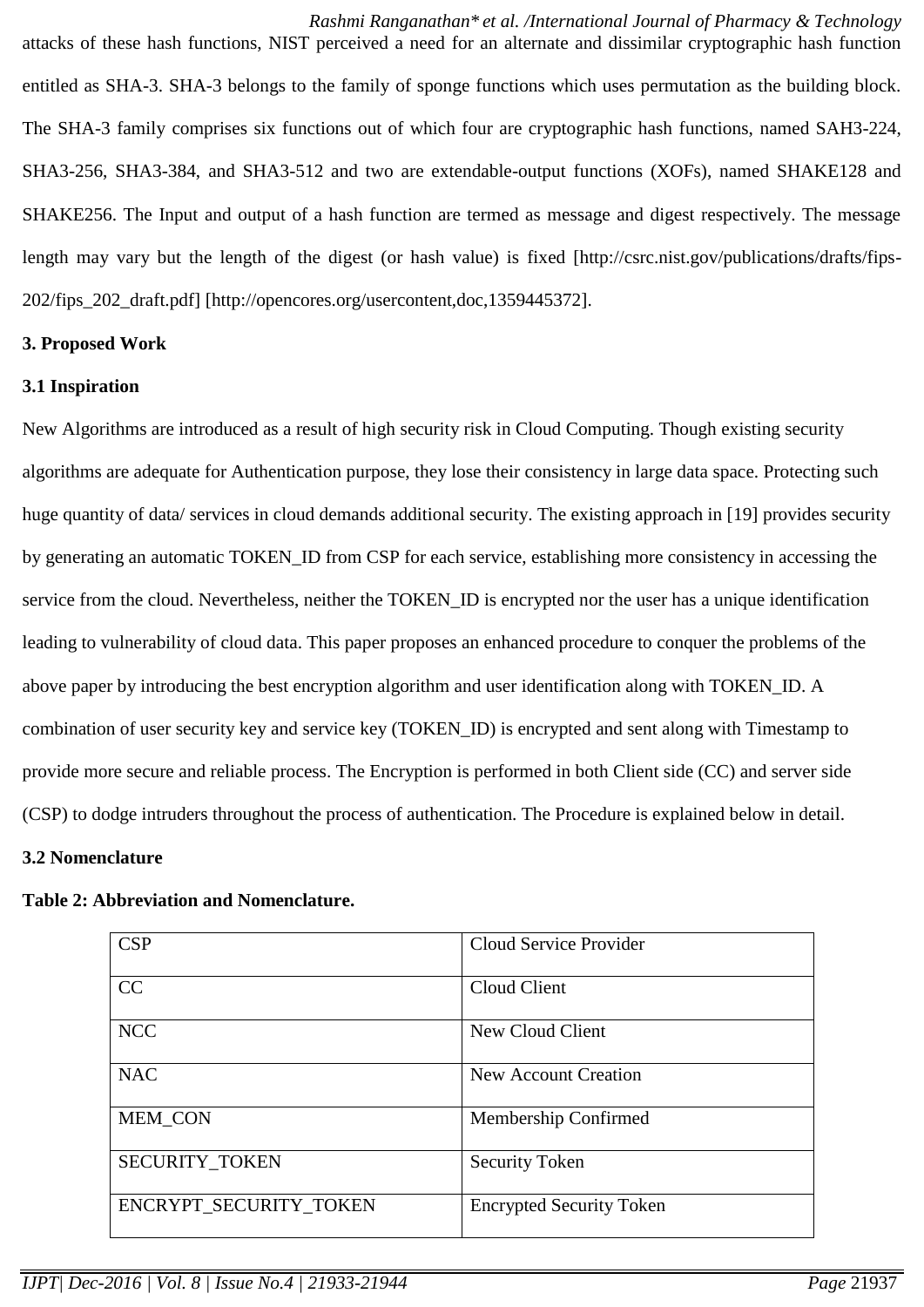attacks of these hash functions, NIST perceived a need for an alternate and dissimilar cryptographic hash function entitled as SHA-3. SHA-3 belongs to the family of sponge functions which uses permutation as the building block. The SHA-3 family comprises six functions out of which four are cryptographic hash functions, named SAH3-224, SHA3-256, SHA3-384, and SHA3-512 and two are extendable-output functions (XOFs), named SHAKE128 and SHAKE256. The Input and output of a hash function are termed as message and digest respectively. The message length may vary but the length of the digest (or hash value) is fixed [http://csrc.nist.gov/publications/drafts/fips-202/fips_202_draft.pdf] [http://opencores.org/usercontent,doc,1359445372].

### 3. Proposed Work

#### 3.1 Inspiration

New Algorithms are introduced as a result of high security risk in Cloud Computing. Though existing security algorithms are adequate for Authentication purpose, they lose their consistency in large data space. Protecting such huge quantity of data/ services in cloud demands additional security. The existing approach in [19] provides security by generating an automatic TOKEN_ID from CSP for each service, establishing more consistency in accessing the service from the cloud. Nevertheless, neither the TOKEN_ID is encrypted nor the user has a unique identification leading to vulnerability of cloud data. This paper proposes an enhanced procedure to conquer the problems of the above paper by introducing the best encryption algorithm and user identification along with TOKEN_ID. A combination of user security key and service key (TOKEN_ID) is encrypted and sent along with Timestamp to provide more secure and reliable process. The Encryption is performed in both Client side (CC) and server side (CSP) to dodge intruders throughout the process of authentication. The Procedure is explained below in detail.

#### 3.2 Nomenclature

**Table 2: Abbreviation and Nomenclature.**

| | |
|---|---|
| CSP | Cloud Service Provider |
| CC | Cloud Client |
| NCC | New Cloud Client |
| NAC | New Account Creation |
| MEM_CON | Membership Confirmed |
| SECURITY_TOKEN | Security Token |
| ENCRYPT_SECURITY_TOKEN | Encrypted Security Token |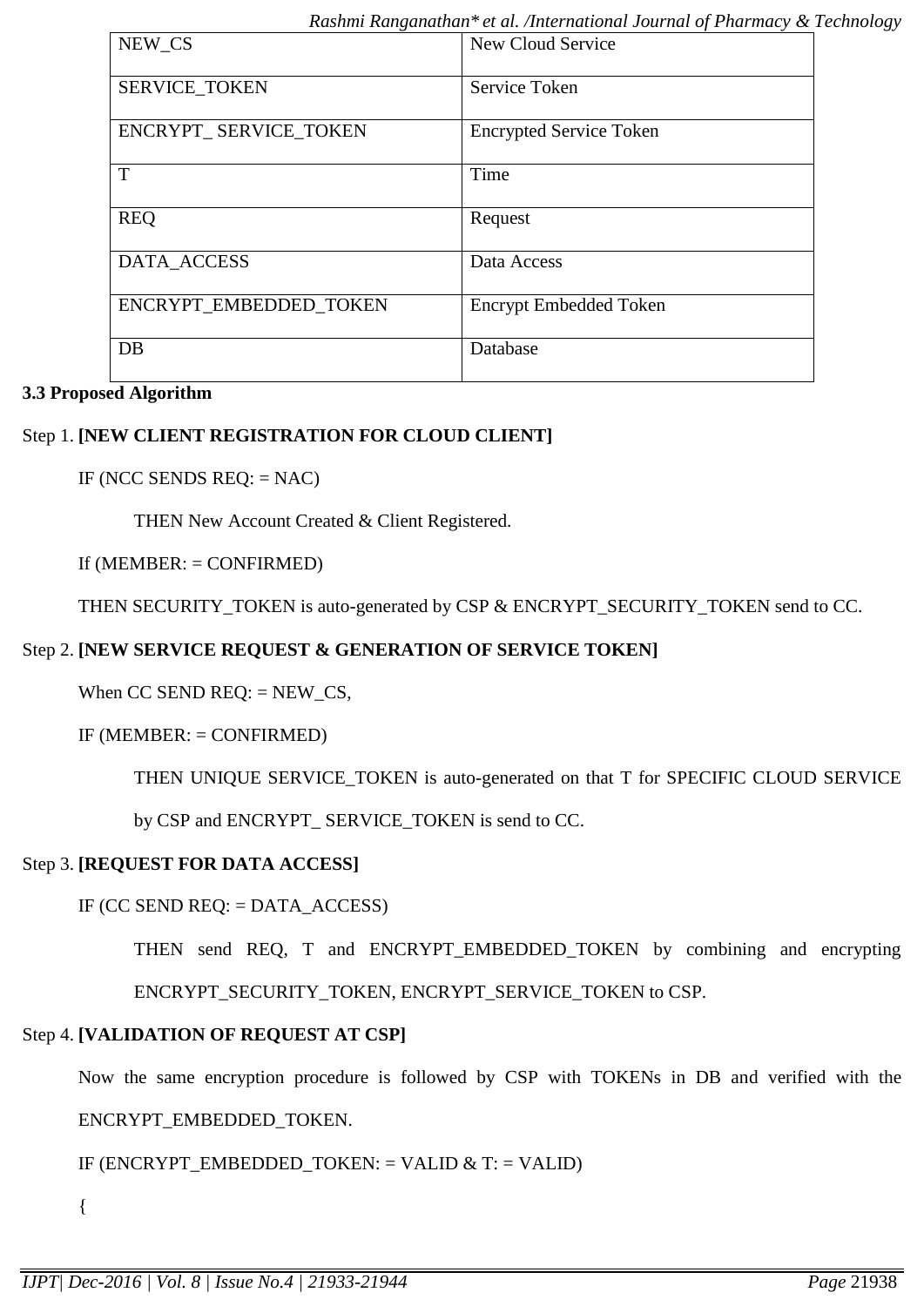| NEW_CS | New Cloud Service |
|---|---|
| SERVICE_TOKEN | Service Token |
| ENCRYPT_ SERVICE_TOKEN | Encrypted Service Token |
| T | Time |
| REQ | Request |
| DATA_ACCESS | Data Access |
| ENCRYPT_EMBEDDED_TOKEN | Encrypt Embedded Token |
| DB | Database |

### 3.3 Proposed Algorithm

Step 1. **[NEW CLIENT REGISTRATION FOR CLOUD CLIENT]**

IF (NCC SENDS REQ: = NAC)

THEN New Account Created & Client Registered.

If (MEMBER: = CONFIRMED)

THEN SECURITY_TOKEN is auto-generated by CSP & ENCRYPT_SECURITY_TOKEN send to CC.

Step 2. **[NEW SERVICE REQUEST & GENERATION OF SERVICE TOKEN]**

When CC SEND REQ: = NEW_CS,

IF (MEMBER: = CONFIRMED)

THEN UNIQUE SERVICE_TOKEN is auto-generated on that T for SPECIFIC CLOUD SERVICE by CSP and ENCRYPT_ SERVICE_TOKEN is send to CC.

Step 3. **[REQUEST FOR DATA ACCESS]**

IF (CC SEND REQ: = DATA_ACCESS)

THEN send REQ, T and ENCRYPT_EMBEDDED_TOKEN by combining and encrypting ENCRYPT_SECURITY_TOKEN, ENCRYPT_SERVICE_TOKEN to CSP.

Step 4. **[VALIDATION OF REQUEST AT CSP]**

Now the same encryption procedure is followed by CSP with TOKENs in DB and verified with the ENCRYPT_EMBEDDED_TOKEN.

IF (ENCRYPT_EMBEDDED_TOKEN: = VALID & T: = VALID)

{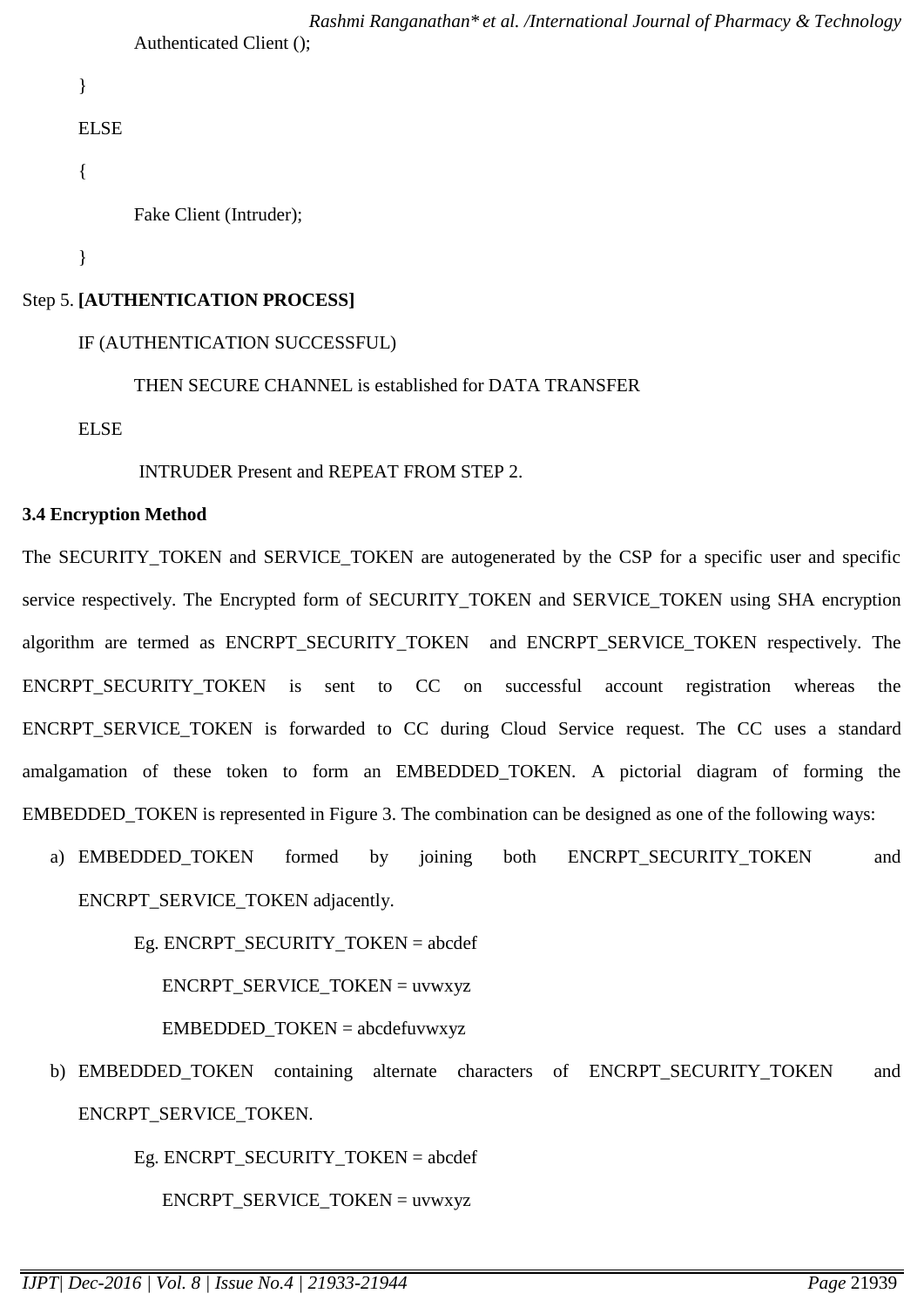Authenticated Client ();

}

ELSE

{

Fake Client (Intruder);

}

Step 5. **[AUTHENTICATION PROCESS]**

IF (AUTHENTICATION SUCCESSFUL)

THEN SECURE CHANNEL is established for DATA TRANSFER

ELSE

INTRUDER Present and REPEAT FROM STEP 2.

### 3.4 Encryption Method

The SECURITY_TOKEN and SERVICE_TOKEN are autogenerated by the CSP for a specific user and specific service respectively. The Encrypted form of SECURITY_TOKEN and SERVICE_TOKEN using SHA encryption algorithm are termed as ENCRPT_SECURITY_TOKEN and ENCRPT_SERVICE_TOKEN respectively. The ENCRPT_SECURITY_TOKEN is sent to CC on successful account registration whereas the ENCRPT_SERVICE_TOKEN is forwarded to CC during Cloud Service request. The CC uses a standard amalgamation of these token to form an EMBEDDED_TOKEN. A pictorial diagram of forming the EMBEDDED_TOKEN is represented in Figure 3. The combination can be designed as one of the following ways:

a) EMBEDDED_TOKEN formed by joining both ENCRPT_SECURITY_TOKEN and ENCRPT_SERVICE_TOKEN adjacently.

   Eg. ENCRPT_SECURITY_TOKEN = abcdef

   ENCRPT_SERVICE_TOKEN = uvwxyz

   EMBEDDED_TOKEN = abcdefuvwxyz

b) EMBEDDED_TOKEN containing alternate characters of ENCRPT_SECURITY_TOKEN and ENCRPT_SERVICE_TOKEN.

   Eg. ENCRPT_SECURITY_TOKEN = abcdef

   ENCRPT_SERVICE_TOKEN = uvwxyz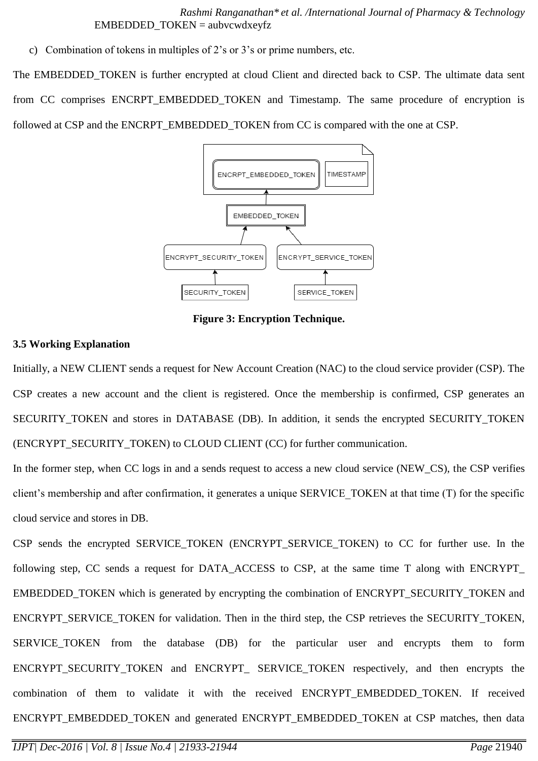EMBEDDED_TOKEN = aubvcwdxeyfz

c) Combination of tokens in multiples of 2's or 3's or prime numbers, etc.

The EMBEDDED_TOKEN is further encrypted at cloud Client and directed back to CSP. The ultimate data sent from CC comprises ENCRPT_EMBEDDED_TOKEN and Timestamp. The same procedure of encryption is followed at CSP and the ENCRPT_EMBEDDED_TOKEN from CC is compared with the one at CSP.

**Figure 3: Encryption Technique.**

### 3.5 Working Explanation

Initially, a NEW CLIENT sends a request for New Account Creation (NAC) to the cloud service provider (CSP). The CSP creates a new account and the client is registered. Once the membership is confirmed, CSP generates an SECURITY_TOKEN and stores in DATABASE (DB). In addition, it sends the encrypted SECURITY_TOKEN (ENCRYPT_SECURITY_TOKEN) to CLOUD CLIENT (CC) for further communication.

In the former step, when CC logs in and a sends request to access a new cloud service (NEW_CS), the CSP verifies client's membership and after confirmation, it generates a unique SERVICE_TOKEN at that time (T) for the specific cloud service and stores in DB.

CSP sends the encrypted SERVICE_TOKEN (ENCRYPT_SERVICE_TOKEN) to CC for further use. In the following step, CC sends a request for DATA_ACCESS to CSP, at the same time T along with ENCRYPT_ EMBEDDED_TOKEN which is generated by encrypting the combination of ENCRYPT_SECURITY_TOKEN and ENCRYPT_SERVICE_TOKEN for validation. Then in the third step, the CSP retrieves the SECURITY_TOKEN, SERVICE_TOKEN from the database (DB) for the particular user and encrypts them to form ENCRYPT_SECURITY_TOKEN and ENCRYPT_ SERVICE_TOKEN respectively, and then encrypts the combination of them to validate it with the received ENCRYPT_EMBEDDED_TOKEN. If received ENCRYPT_EMBEDDED_TOKEN and generated ENCRYPT_EMBEDDED_TOKEN at CSP matches, then data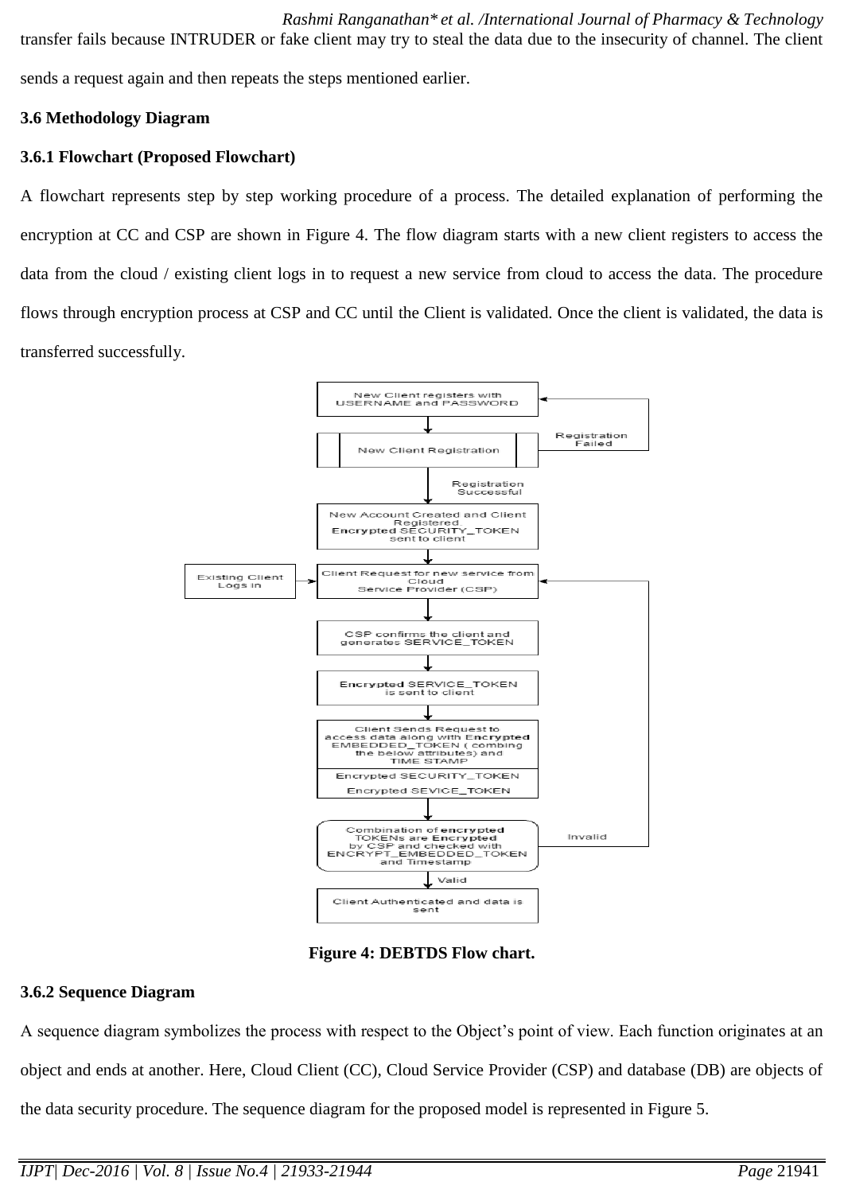transfer fails because INTRUDER or fake client may try to steal the data due to the insecurity of channel. The client sends a request again and then repeats the steps mentioned earlier.

**3.6 Methodology Diagram**

**3.6.1 Flowchart (Proposed Flowchart)**

A flowchart represents step by step working procedure of a process. The detailed explanation of performing the encryption at CC and CSP are shown in Figure 4. The flow diagram starts with a new client registers to access the data from the cloud / existing client logs in to request a new service from cloud to access the data. The procedure flows through encryption process at CSP and CC until the Client is validated. Once the client is validated, the data is transferred successfully.

**Figure 4: DEBTDS Flow chart.**

**3.6.2 Sequence Diagram**

A sequence diagram symbolizes the process with respect to the Object's point of view. Each function originates at an object and ends at another. Here, Cloud Client (CC), Cloud Service Provider (CSP) and database (DB) are objects of the data security procedure. The sequence diagram for the proposed model is represented in Figure 5.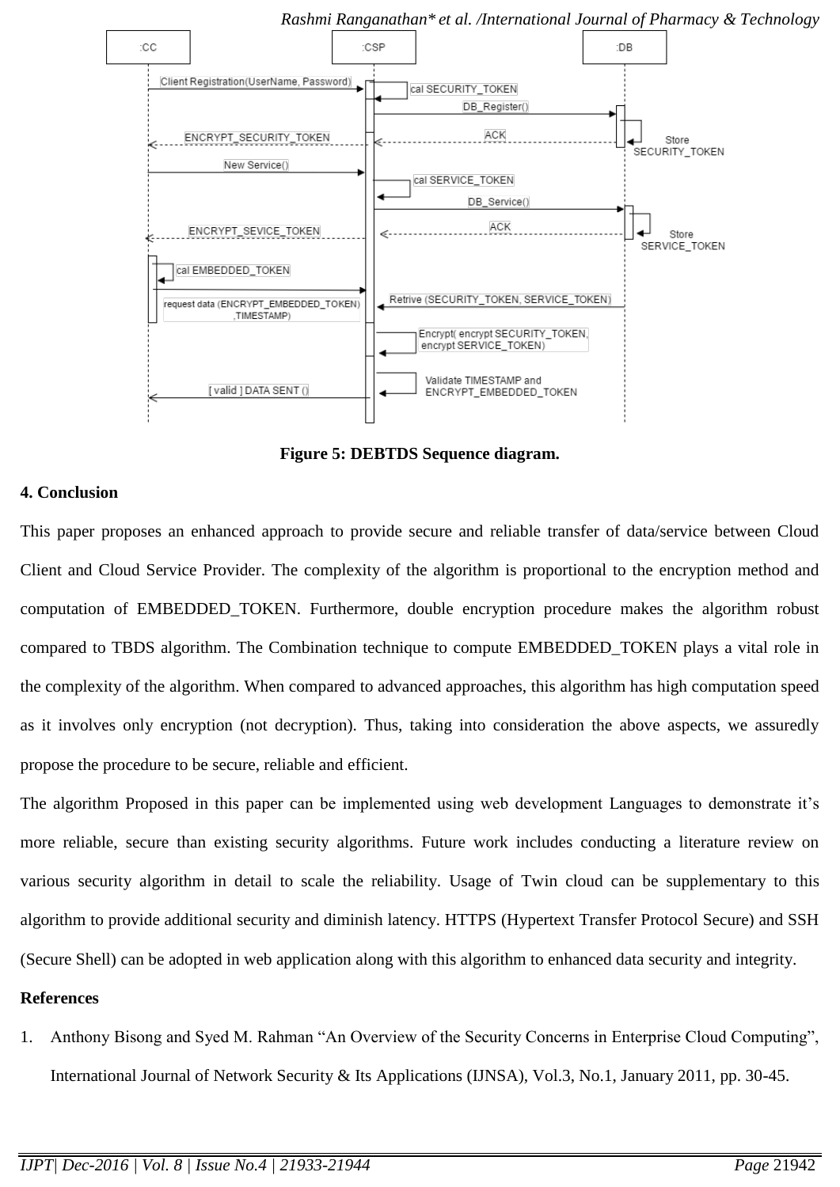Figure 5: DEBTDS Sequence diagram.

## 4. Conclusion

This paper proposes an enhanced approach to provide secure and reliable transfer of data/service between Cloud Client and Cloud Service Provider. The complexity of the algorithm is proportional to the encryption method and computation of EMBEDDED_TOKEN. Furthermore, double encryption procedure makes the algorithm robust compared to TBDS algorithm. The Combination technique to compute EMBEDDED_TOKEN plays a vital role in the complexity of the algorithm. When compared to advanced approaches, this algorithm has high computation speed as it involves only encryption (not decryption). Thus, taking into consideration the above aspects, we assuredly propose the procedure to be secure, reliable and efficient.

The algorithm Proposed in this paper can be implemented using web development Languages to demonstrate it's more reliable, secure than existing security algorithms. Future work includes conducting a literature review on various security algorithm in detail to scale the reliability. Usage of Twin cloud can be supplementary to this algorithm to provide additional security and diminish latency. HTTPS (Hypertext Transfer Protocol Secure) and SSH (Secure Shell) can be adopted in web application along with this algorithm to enhanced data security and integrity.

## References

1. Anthony Bisong and Syed M. Rahman "An Overview of the Security Concerns in Enterprise Cloud Computing", International Journal of Network Security & Its Applications (IJNSA), Vol.3, No.1, January 2011, pp. 30-45.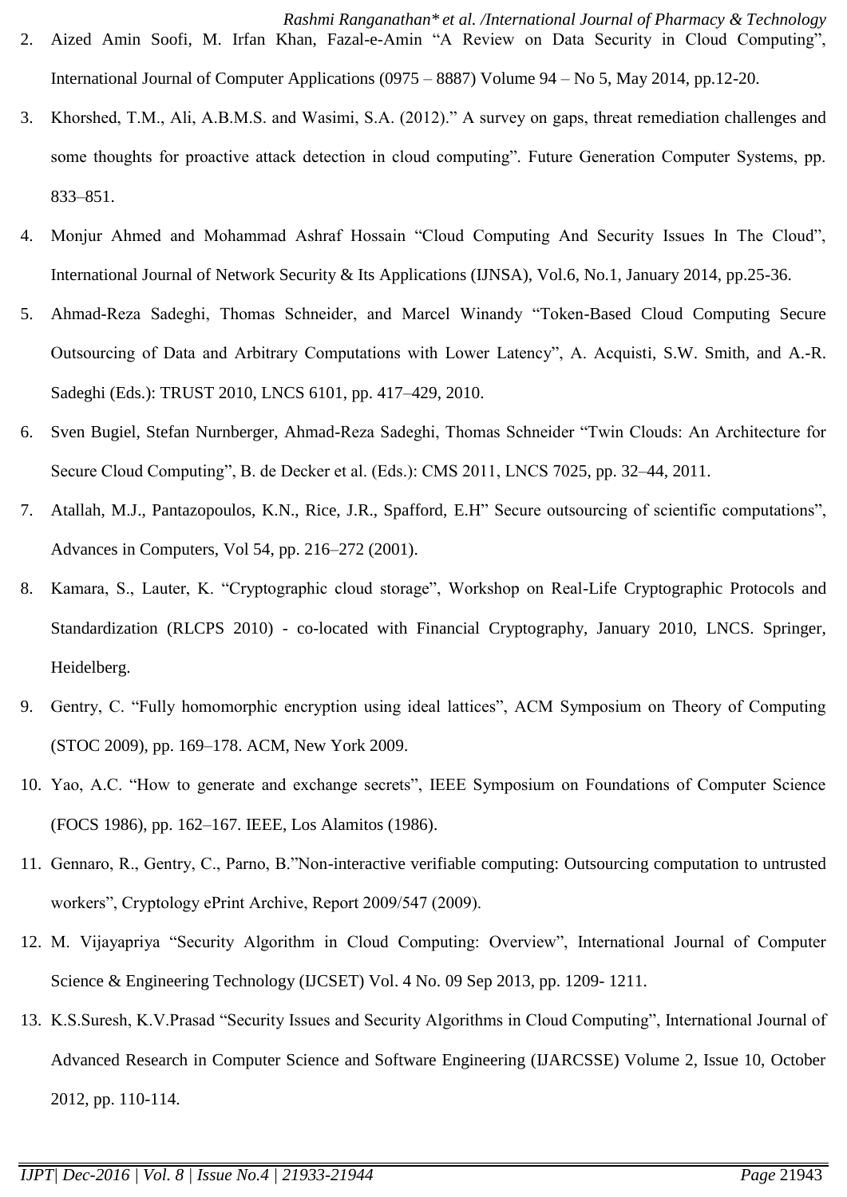2. Aized Amin Soofi, M. Irfan Khan, Fazal-e-Amin “A Review on Data Security in Cloud Computing”, International Journal of Computer Applications (0975 – 8887) Volume 94 – No 5, May 2014, pp.12-20.
3. Khorshed, T.M., Ali, A.B.M.S. and Wasimi, S.A. (2012).” A survey on gaps, threat remediation challenges and some thoughts for proactive attack detection in cloud computing”. Future Generation Computer Systems, pp. 833–851.
4. Monjur Ahmed and Mohammad Ashraf Hossain “Cloud Computing And Security Issues In The Cloud”, International Journal of Network Security & Its Applications (IJNSA), Vol.6, No.1, January 2014, pp.25-36.
5. Ahmad-Reza Sadeghi, Thomas Schneider, and Marcel Winandy “Token-Based Cloud Computing Secure Outsourcing of Data and Arbitrary Computations with Lower Latency”, A. Acquisti, S.W. Smith, and A.-R. Sadeghi (Eds.): TRUST 2010, LNCS 6101, pp. 417–429, 2010.
6. Sven Bugiel, Stefan Nurnberger, Ahmad-Reza Sadeghi, Thomas Schneider “Twin Clouds: An Architecture for Secure Cloud Computing”, B. de Decker et al. (Eds.): CMS 2011, LNCS 7025, pp. 32–44, 2011.
7. Atallah, M.J., Pantazopoulos, K.N., Rice, J.R., Spafford, E.H” Secure outsourcing of scientific computations”, Advances in Computers, Vol 54, pp. 216–272 (2001).
8. Kamara, S., Lauter, K. “Cryptographic cloud storage”, Workshop on Real-Life Cryptographic Protocols and Standardization (RLCPS 2010) - co-located with Financial Cryptography, January 2010, LNCS. Springer, Heidelberg.
9. Gentry, C. “Fully homomorphic encryption using ideal lattices”, ACM Symposium on Theory of Computing (STOC 2009), pp. 169–178. ACM, New York 2009.
10. Yao, A.C. “How to generate and exchange secrets”, IEEE Symposium on Foundations of Computer Science (FOCS 1986), pp. 162–167. IEEE, Los Alamitos (1986).
11. Gennaro, R., Gentry, C., Parno, B.”Non-interactive verifiable computing: Outsourcing computation to untrusted workers”, Cryptology ePrint Archive, Report 2009/547 (2009).
12. M. Vijayapriya “Security Algorithm in Cloud Computing: Overview”, International Journal of Computer Science & Engineering Technology (IJCSET) Vol. 4 No. 09 Sep 2013, pp. 1209- 1211.
13. K.S.Suresh, K.V.Prasad “Security Issues and Security Algorithms in Cloud Computing”, International Journal of Advanced Research in Computer Science and Software Engineering (IJARCSSE) Volume 2, Issue 10, October 2012, pp. 110-114.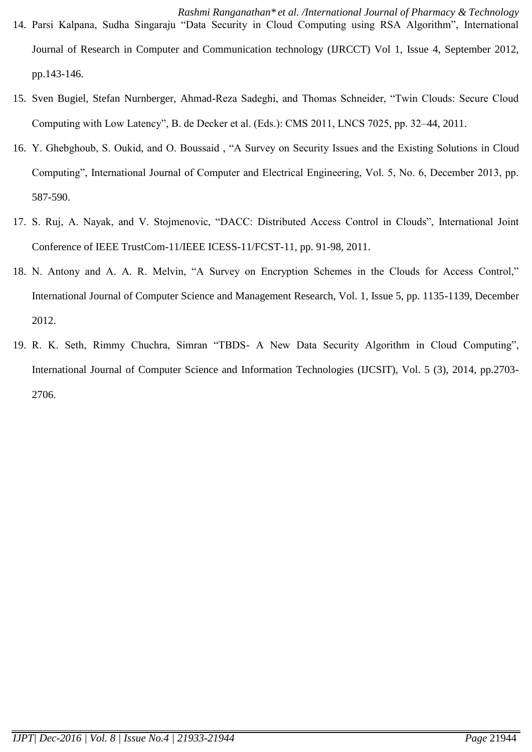14. Parsi Kalpana, Sudha Singaraju "Data Security in Cloud Computing using RSA Algorithm", International Journal of Research in Computer and Communication technology (IJRCCT) Vol 1, Issue 4, September 2012, pp.143-146.
15. Sven Bugiel, Stefan Nurnberger, Ahmad-Reza Sadeghi, and Thomas Schneider, "Twin Clouds: Secure Cloud Computing with Low Latency", B. de Decker et al. (Eds.): CMS 2011, LNCS 7025, pp. 32–44, 2011.
16. Y. Ghebghoub, S. Oukid, and O. Boussaid , "A Survey on Security Issues and the Existing Solutions in Cloud Computing", International Journal of Computer and Electrical Engineering, Vol. 5, No. 6, December 2013, pp. 587-590.
17. S. Ruj, A. Nayak, and V. Stojmenovic, "DACC: Distributed Access Control in Clouds", International Joint Conference of IEEE TrustCom-11/IEEE ICESS-11/FCST-11, pp. 91-98, 2011.
18. N. Antony and A. A. R. Melvin, "A Survey on Encryption Schemes in the Clouds for Access Control," International Journal of Computer Science and Management Research, Vol. 1, Issue 5, pp. 1135-1139, December 2012.
19. R. K. Seth, Rimmy Chuchra, Simran "TBDS- A New Data Security Algorithm in Cloud Computing", International Journal of Computer Science and Information Technologies (IJCSIT), Vol. 5 (3), 2014, pp.2703-2706.